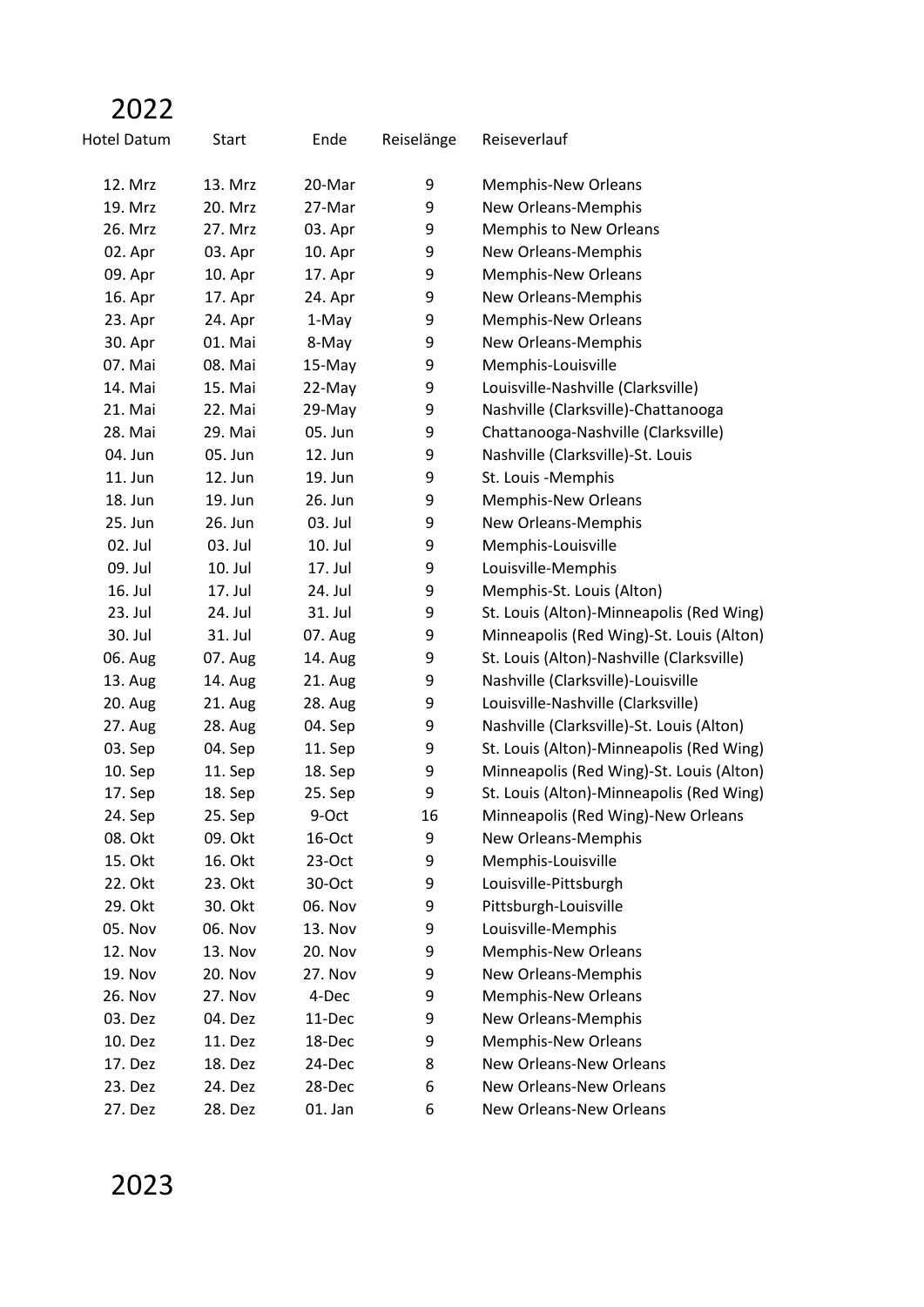# 2022

| Hotel Datum | Start | Ende | Reiselänge | Reiseverlauf |
|---|---|---|---|---|
| 12. Mrz | 13. Mrz | 20-Mar | 9 | Memphis-New Orleans |
| 19. Mrz | 20. Mrz | 27-Mar | 9 | New Orleans-Memphis |
| 26. Mrz | 27. Mrz | 03. Apr | 9 | Memphis to New Orleans |
| 02. Apr | 03. Apr | 10. Apr | 9 | New Orleans-Memphis |
| 09. Apr | 10. Apr | 17. Apr | 9 | Memphis-New Orleans |
| 16. Apr | 17. Apr | 24. Apr | 9 | New Orleans-Memphis |
| 23. Apr | 24. Apr | 1-May | 9 | Memphis-New Orleans |
| 30. Apr | 01. Mai | 8-May | 9 | New Orleans-Memphis |
| 07. Mai | 08. Mai | 15-May | 9 | Memphis-Louisville |
| 14. Mai | 15. Mai | 22-May | 9 | Louisville-Nashville (Clarksville) |
| 21. Mai | 22. Mai | 29-May | 9 | Nashville (Clarksville)-Chattanooga |
| 28. Mai | 29. Mai | 05. Jun | 9 | Chattanooga-Nashville (Clarksville) |
| 04. Jun | 05. Jun | 12. Jun | 9 | Nashville (Clarksville)-St. Louis |
| 11. Jun | 12. Jun | 19. Jun | 9 | St. Louis -Memphis |
| 18. Jun | 19. Jun | 26. Jun | 9 | Memphis-New Orleans |
| 25. Jun | 26. Jun | 03. Jul | 9 | New Orleans-Memphis |
| 02. Jul | 03. Jul | 10. Jul | 9 | Memphis-Louisville |
| 09. Jul | 10. Jul | 17. Jul | 9 | Louisville-Memphis |
| 16. Jul | 17. Jul | 24. Jul | 9 | Memphis-St. Louis (Alton) |
| 23. Jul | 24. Jul | 31. Jul | 9 | St. Louis (Alton)-Minneapolis (Red Wing) |
| 30. Jul | 31. Jul | 07. Aug | 9 | Minneapolis (Red Wing)-St. Louis (Alton) |
| 06. Aug | 07. Aug | 14. Aug | 9 | St. Louis (Alton)-Nashville (Clarksville) |
| 13. Aug | 14. Aug | 21. Aug | 9 | Nashville (Clarksville)-Louisville |
| 20. Aug | 21. Aug | 28. Aug | 9 | Louisville-Nashville (Clarksville) |
| 27. Aug | 28. Aug | 04. Sep | 9 | Nashville (Clarksville)-St. Louis (Alton) |
| 03. Sep | 04. Sep | 11. Sep | 9 | St. Louis (Alton)-Minneapolis (Red Wing) |
| 10. Sep | 11. Sep | 18. Sep | 9 | Minneapolis (Red Wing)-St. Louis (Alton) |
| 17. Sep | 18. Sep | 25. Sep | 9 | St. Louis (Alton)-Minneapolis (Red Wing) |
| 24. Sep | 25. Sep | 9-Oct | 16 | Minneapolis (Red Wing)-New Orleans |
| 08. Okt | 09. Okt | 16-Oct | 9 | New Orleans-Memphis |
| 15. Okt | 16. Okt | 23-Oct | 9 | Memphis-Louisville |
| 22. Okt | 23. Okt | 30-Oct | 9 | Louisville-Pittsburgh |
| 29. Okt | 30. Okt | 06. Nov | 9 | Pittsburgh-Louisville |
| 05. Nov | 06. Nov | 13. Nov | 9 | Louisville-Memphis |
| 12. Nov | 13. Nov | 20. Nov | 9 | Memphis-New Orleans |
| 19. Nov | 20. Nov | 27. Nov | 9 | New Orleans-Memphis |
| 26. Nov | 27. Nov | 4-Dec | 9 | Memphis-New Orleans |
| 03. Dez | 04. Dez | 11-Dec | 9 | New Orleans-Memphis |
| 10. Dez | 11. Dez | 18-Dec | 9 | Memphis-New Orleans |
| 17. Dez | 18. Dez | 24-Dec | 8 | New Orleans-New Orleans |
| 23. Dez | 24. Dez | 28-Dec | 6 | New Orleans-New Orleans |
| 27. Dez | 28. Dez | 01. Jan | 6 | New Orleans-New Orleans |

# 2023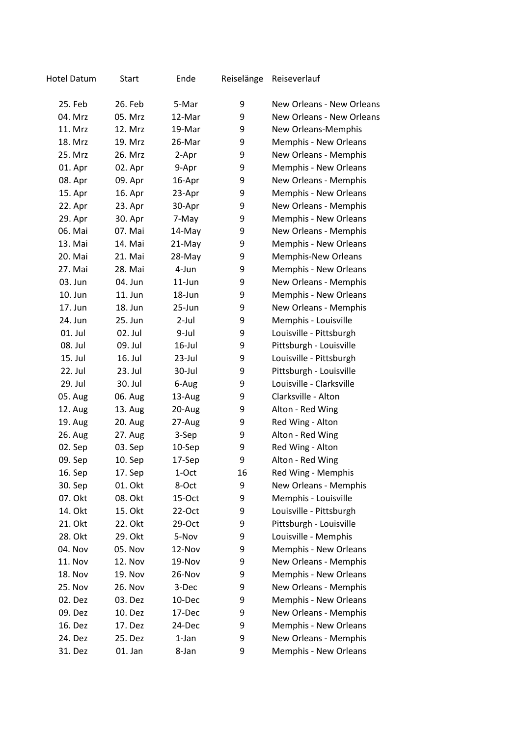| Hotel Datum | Start | Ende | Reiselänge | Reiseverlauf |
|---|---|---|---|---|
| 25. Feb | 26. Feb | 5-Mar | 9 | New Orleans - New Orleans |
| 04. Mrz | 05. Mrz | 12-Mar | 9 | New Orleans - New Orleans |
| 11. Mrz | 12. Mrz | 19-Mar | 9 | New Orleans-Memphis |
| 18. Mrz | 19. Mrz | 26-Mar | 9 | Memphis - New Orleans |
| 25. Mrz | 26. Mrz | 2-Apr | 9 | New Orleans - Memphis |
| 01. Apr | 02. Apr | 9-Apr | 9 | Memphis - New Orleans |
| 08. Apr | 09. Apr | 16-Apr | 9 | New Orleans - Memphis |
| 15. Apr | 16. Apr | 23-Apr | 9 | Memphis - New Orleans |
| 22. Apr | 23. Apr | 30-Apr | 9 | New Orleans - Memphis |
| 29. Apr | 30. Apr | 7-May | 9 | Memphis - New Orleans |
| 06. Mai | 07. Mai | 14-May | 9 | New Orleans - Memphis |
| 13. Mai | 14. Mai | 21-May | 9 | Memphis - New Orleans |
| 20. Mai | 21. Mai | 28-May | 9 | Memphis-New Orleans |
| 27. Mai | 28. Mai | 4-Jun | 9 | Memphis - New Orleans |
| 03. Jun | 04. Jun | 11-Jun | 9 | New Orleans - Memphis |
| 10. Jun | 11. Jun | 18-Jun | 9 | Memphis - New Orleans |
| 17. Jun | 18. Jun | 25-Jun | 9 | New Orleans - Memphis |
| 24. Jun | 25. Jun | 2-Jul | 9 | Memphis - Louisville |
| 01. Jul | 02. Jul | 9-Jul | 9 | Louisville - Pittsburgh |
| 08. Jul | 09. Jul | 16-Jul | 9 | Pittsburgh - Louisville |
| 15. Jul | 16. Jul | 23-Jul | 9 | Louisville - Pittsburgh |
| 22. Jul | 23. Jul | 30-Jul | 9 | Pittsburgh - Louisville |
| 29. Jul | 30. Jul | 6-Aug | 9 | Louisville - Clarksville |
| 05. Aug | 06. Aug | 13-Aug | 9 | Clarksville - Alton |
| 12. Aug | 13. Aug | 20-Aug | 9 | Alton - Red Wing |
| 19. Aug | 20. Aug | 27-Aug | 9 | Red Wing - Alton |
| 26. Aug | 27. Aug | 3-Sep | 9 | Alton - Red Wing |
| 02. Sep | 03. Sep | 10-Sep | 9 | Red Wing - Alton |
| 09. Sep | 10. Sep | 17-Sep | 9 | Alton - Red Wing |
| 16. Sep | 17. Sep | 1-Oct | 16 | Red Wing - Memphis |
| 30. Sep | 01. Okt | 8-Oct | 9 | New Orleans - Memphis |
| 07. Okt | 08. Okt | 15-Oct | 9 | Memphis - Louisville |
| 14. Okt | 15. Okt | 22-Oct | 9 | Louisville - Pittsburgh |
| 21. Okt | 22. Okt | 29-Oct | 9 | Pittsburgh - Louisville |
| 28. Okt | 29. Okt | 5-Nov | 9 | Louisville - Memphis |
| 04. Nov | 05. Nov | 12-Nov | 9 | Memphis - New Orleans |
| 11. Nov | 12. Nov | 19-Nov | 9 | New Orleans - Memphis |
| 18. Nov | 19. Nov | 26-Nov | 9 | Memphis - New Orleans |
| 25. Nov | 26. Nov | 3-Dec | 9 | New Orleans - Memphis |
| 02. Dez | 03. Dez | 10-Dec | 9 | Memphis - New Orleans |
| 09. Dez | 10. Dez | 17-Dec | 9 | New Orleans - Memphis |
| 16. Dez | 17. Dez | 24-Dec | 9 | Memphis - New Orleans |
| 24. Dez | 25. Dez | 1-Jan | 9 | New Orleans - Memphis |
| 31. Dez | 01. Jan | 8-Jan | 9 | Memphis - New Orleans |